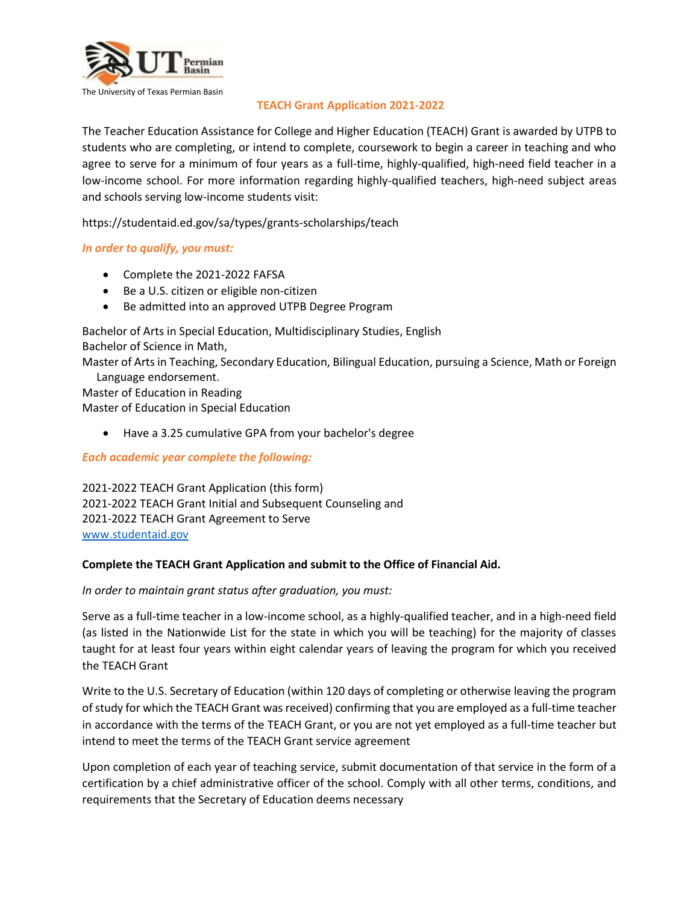The University of Texas Permian Basin

## TEACH Grant Application 2021-2022

The Teacher Education Assistance for College and Higher Education (TEACH) Grant is awarded by UTPB to students who are completing, or intend to complete, coursework to begin a career in teaching and who agree to serve for a minimum of four years as a full-time, highly-qualified, high-need field teacher in a low-income school. For more information regarding highly-qualified teachers, high-need subject areas and schools serving low-income students visit:

https://studentaid.ed.gov/sa/types/grants-scholarships/teach

***In order to qualify, you must:***

- Complete the 2021-2022 FAFSA
- Be a U.S. citizen or eligible non-citizen
- Be admitted into an approved UTPB Degree Program

Bachelor of Arts in Special Education, Multidisciplinary Studies, English
Bachelor of Science in Math,
Master of Arts in Teaching, Secondary Education, Bilingual Education, pursuing a Science, Math or Foreign Language endorsement.
Master of Education in Reading
Master of Education in Special Education

- Have a 3.25 cumulative GPA from your bachelor's degree

***Each academic year complete the following:***

2021-2022 TEACH Grant Application (this form)
2021-2022 TEACH Grant Initial and Subsequent Counseling and
2021-2022 TEACH Grant Agreement to Serve
[www.studentaid.gov](www.studentaid.gov)

**Complete the TEACH Grant Application and submit to the Office of Financial Aid.**

*In order to maintain grant status after graduation, you must:*

Serve as a full-time teacher in a low-income school, as a highly-qualified teacher, and in a high-need field (as listed in the Nationwide List for the state in which you will be teaching) for the majority of classes taught for at least four years within eight calendar years of leaving the program for which you received the TEACH Grant

Write to the U.S. Secretary of Education (within 120 days of completing or otherwise leaving the program of study for which the TEACH Grant was received) confirming that you are employed as a full-time teacher in accordance with the terms of the TEACH Grant, or you are not yet employed as a full-time teacher but intend to meet the terms of the TEACH Grant service agreement

Upon completion of each year of teaching service, submit documentation of that service in the form of a certification by a chief administrative officer of the school. Comply with all other terms, conditions, and requirements that the Secretary of Education deems necessary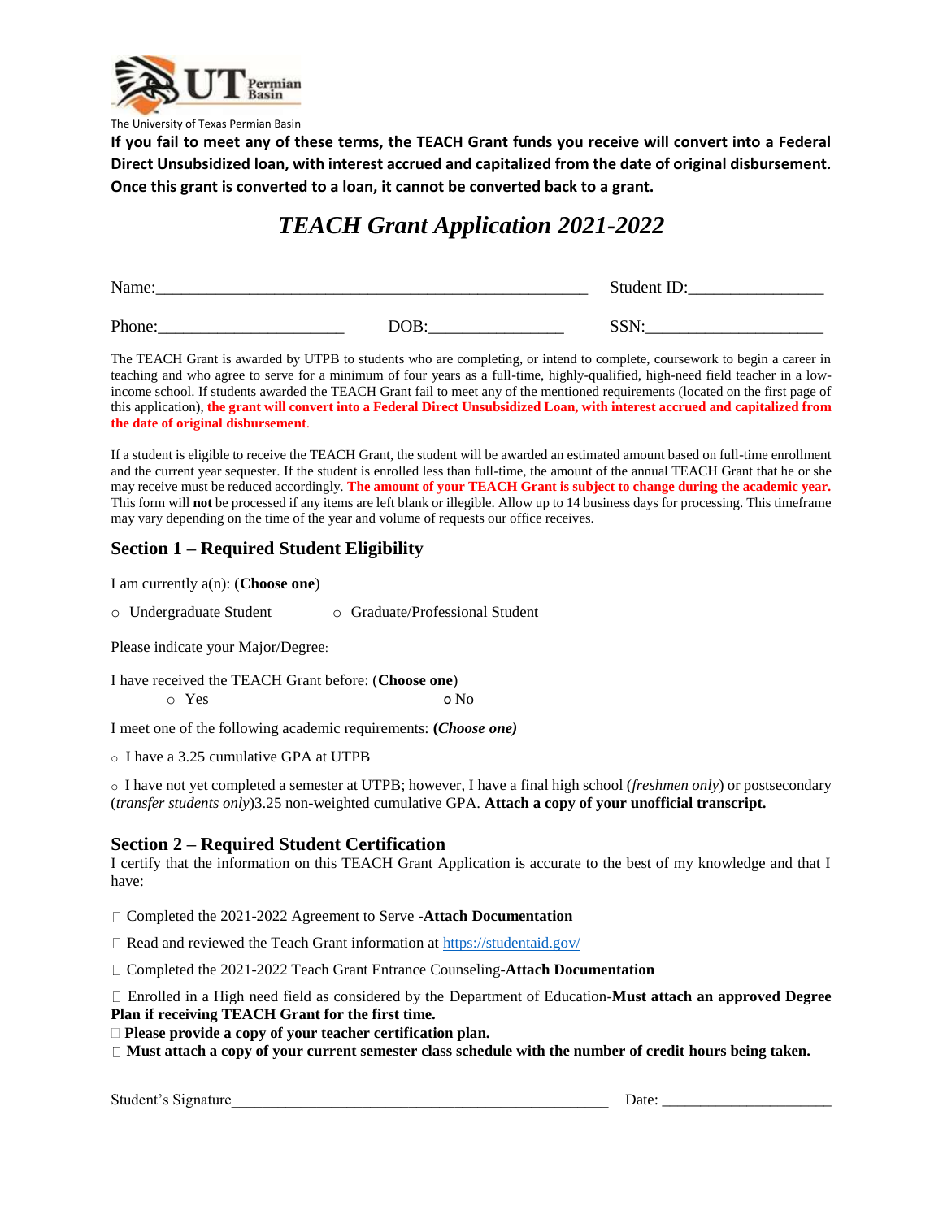The University of Texas Permian Basin

**If you fail to meet any of these terms, the TEACH Grant funds you receive will convert into a Federal Direct Unsubsidized loan, with interest accrued and capitalized from the date of original disbursement. Once this grant is converted to a loan, it cannot be converted back to a grant.**

# *TEACH Grant Application 2021-2022*

Name:_______________________________________________ Student ID:_______________

Phone:_____________________ DOB:_______________ SSN:____________________

The TEACH Grant is awarded by UTPB to students who are completing, or intend to complete, coursework to begin a career in teaching and who agree to serve for a minimum of four years as a full-time, highly-qualified, high-need field teacher in a low-income school. If students awarded the TEACH Grant fail to meet any of the mentioned requirements (located on the first page of this application), **the grant will convert into a Federal Direct Unsubsidized Loan, with interest accrued and capitalized from the date of original disbursement**.

If a student is eligible to receive the TEACH Grant, the student will be awarded an estimated amount based on full-time enrollment and the current year sequester. If the student is enrolled less than full-time, the amount of the annual TEACH Grant that he or she may receive must be reduced accordingly. **The amount of your TEACH Grant is subject to change during the academic year.** This form will **not** be processed if any items are left blank or illegible. Allow up to 14 business days for processing. This timeframe may vary depending on the time of the year and volume of requests our office receives.

## Section 1 – Required Student Eligibility

I am currently a(n): (**Choose one**)

○ Undergraduate Student ○ Graduate/Professional Student

Please indicate your Major/Degree: ____________________________________________________

I have received the TEACH Grant before: (**Choose one**)

○ Yes ○ No

I meet one of the following academic requirements: ***(Choose one)***

○ I have a 3.25 cumulative GPA at UTPB

○ I have not yet completed a semester at UTPB; however, I have a final high school (*freshmen only*) or postsecondary (*transfer students only*)3.25 non-weighted cumulative GPA. **Attach a copy of your unofficial transcript.**

## Section 2 – Required Student Certification

I certify that the information on this TEACH Grant Application is accurate to the best of my knowledge and that I have:

☐ Completed the 2021-2022 Agreement to Serve -**Attach Documentation**

☐ Read and reviewed the Teach Grant information at https://studentaid.gov/

☐ Completed the 2021-2022 Teach Grant Entrance Counseling-**Attach Documentation**

☐ Enrolled in a High need field as considered by the Department of Education-**Must attach an approved Degree Plan if receiving TEACH Grant for the first time.**

☐ **Please provide a copy of your teacher certification plan.**

☐ **Must attach a copy of your current semester class schedule with the number of credit hours being taken.**

Student's Signature_____________________________________________ Date: ____________________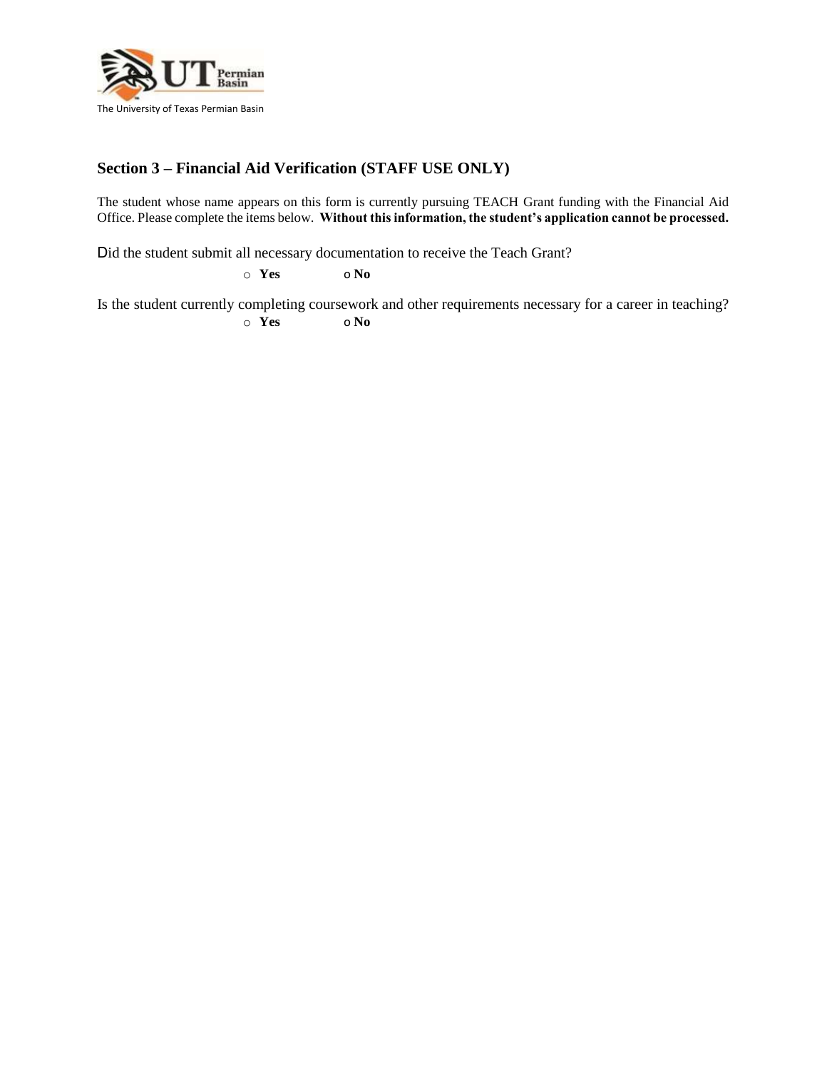The University of Texas Permian Basin

## Section 3 – Financial Aid Verification (STAFF USE ONLY)

The student whose name appears on this form is currently pursuing TEACH Grant funding with the Financial Aid Office. Please complete the items below. **Without this information, the student's application cannot be processed.**

Did the student submit all necessary documentation to receive the Teach Grant?

o **Yes** o **No**

Is the student currently completing coursework and other requirements necessary for a career in teaching?

o **Yes** o **No**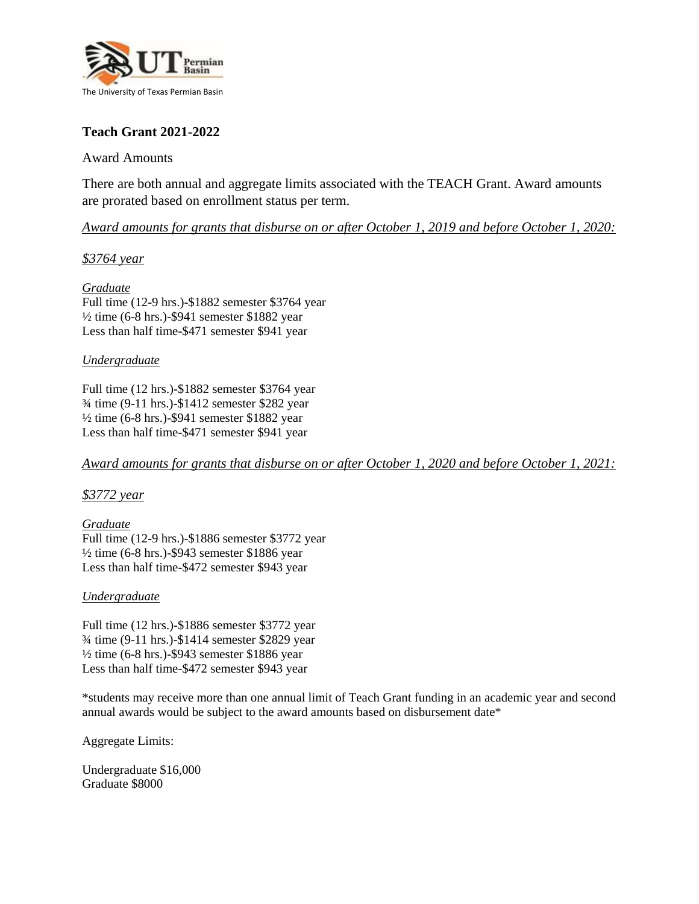The University of Texas Permian Basin

**Teach Grant 2021-2022**

Award Amounts

There are both annual and aggregate limits associated with the TEACH Grant. Award amounts are prorated based on enrollment status per term.

*Award amounts for grants that disburse on or after October 1, 2019 and before October 1, 2020:*

*$3764 year*

*Graduate*
Full time (12-9 hrs.)-$1882 semester $3764 year
½ time (6-8 hrs.)-$941 semester $1882 year
Less than half time-$471 semester $941 year

*Undergraduate*

Full time (12 hrs.)-$1882 semester $3764 year
¾ time (9-11 hrs.)-$1412 semester $282 year
½ time (6-8 hrs.)-$941 semester $1882 year
Less than half time-$471 semester $941 year

*Award amounts for grants that disburse on or after October 1, 2020 and before October 1, 2021:*

*$3772 year*

*Graduate*
Full time (12-9 hrs.)-$1886 semester $3772 year
½ time (6-8 hrs.)-$943 semester $1886 year
Less than half time-$472 semester $943 year

*Undergraduate*

Full time (12 hrs.)-$1886 semester $3772 year
¾ time (9-11 hrs.)-$1414 semester $2829 year
½ time (6-8 hrs.)-$943 semester $1886 year
Less than half time-$472 semester $943 year

*students may receive more than one annual limit of Teach Grant funding in an academic year and second annual awards would be subject to the award amounts based on disbursement date*

Aggregate Limits:

Undergraduate $16,000
Graduate $8000